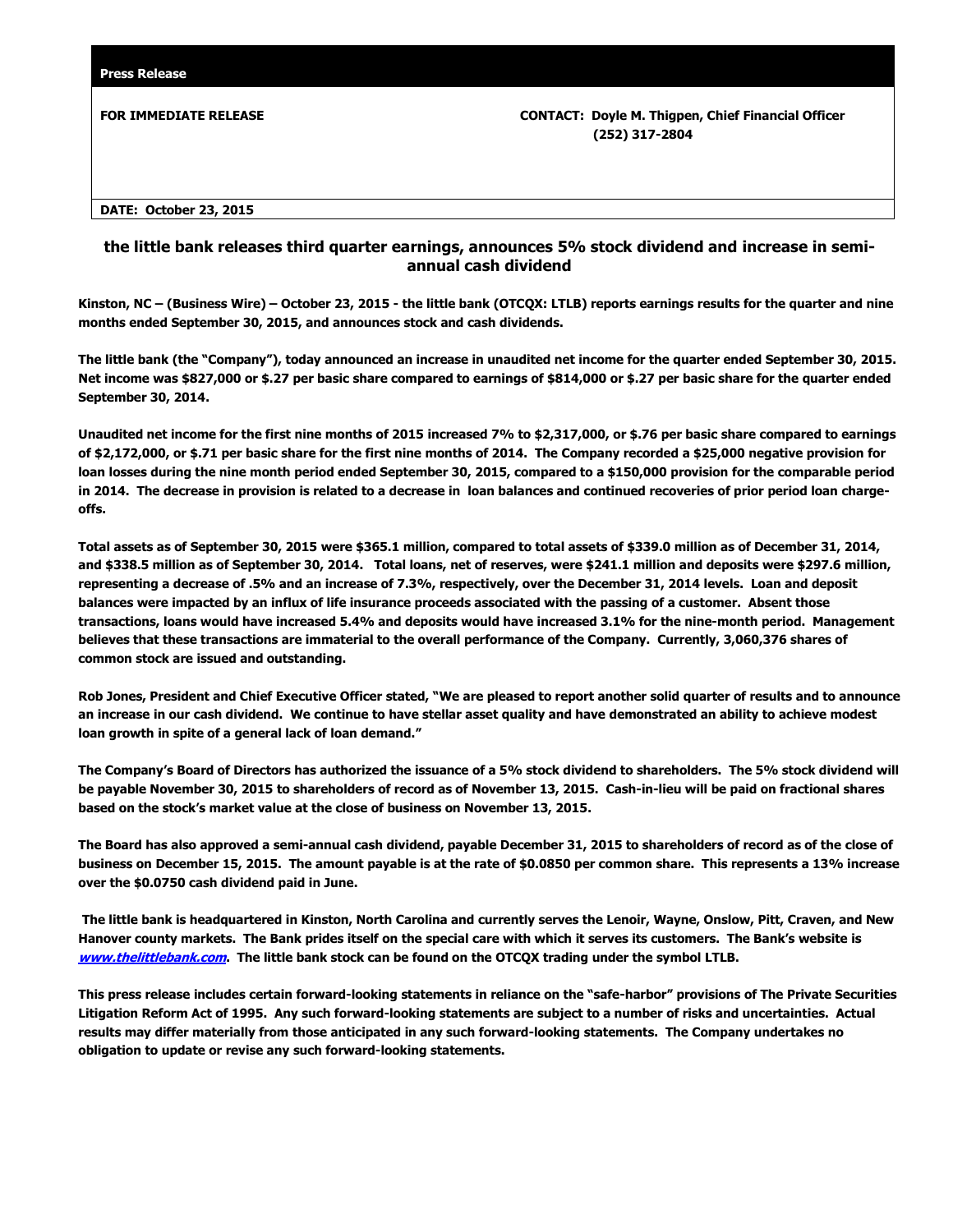**Press Release**

**FOR IMMEDIATE RELEASE**

**CONTACT: Doyle M. Thigpen, Chief Financial Officer**
**(252) 317-2804**

**DATE: October 23, 2015**

## the little bank releases third quarter earnings, announces 5% stock dividend and increase in semi-annual cash dividend

**Kinston, NC – (Business Wire) – October 23, 2015 - the little bank (OTCQX: LTLB) reports earnings results for the quarter and nine months ended September 30, 2015, and announces stock and cash dividends.**

**The little bank (the "Company"), today announced an increase in unaudited net income for the quarter ended September 30, 2015. Net income was $827,000 or $.27 per basic share compared to earnings of $814,000 or $.27 per basic share for the quarter ended September 30, 2014.**

**Unaudited net income for the first nine months of 2015 increased 7% to $2,317,000, or $.76 per basic share compared to earnings of $2,172,000, or $.71 per basic share for the first nine months of 2014. The Company recorded a $25,000 negative provision for loan losses during the nine month period ended September 30, 2015, compared to a $150,000 provision for the comparable period in 2014. The decrease in provision is related to a decrease in loan balances and continued recoveries of prior period loan charge-offs.**

**Total assets as of September 30, 2015 were $365.1 million, compared to total assets of $339.0 million as of December 31, 2014, and $338.5 million as of September 30, 2014. Total loans, net of reserves, were $241.1 million and deposits were $297.6 million, representing a decrease of .5% and an increase of 7.3%, respectively, over the December 31, 2014 levels. Loan and deposit balances were impacted by an influx of life insurance proceeds associated with the passing of a customer. Absent those transactions, loans would have increased 5.4% and deposits would have increased 3.1% for the nine-month period. Management believes that these transactions are immaterial to the overall performance of the Company. Currently, 3,060,376 shares of common stock are issued and outstanding.**

**Rob Jones, President and Chief Executive Officer stated, "We are pleased to report another solid quarter of results and to announce an increase in our cash dividend. We continue to have stellar asset quality and have demonstrated an ability to achieve modest loan growth in spite of a general lack of loan demand."**

**The Company's Board of Directors has authorized the issuance of a 5% stock dividend to shareholders. The 5% stock dividend will be payable November 30, 2015 to shareholders of record as of November 13, 2015. Cash-in-lieu will be paid on fractional shares based on the stock's market value at the close of business on November 13, 2015.**

**The Board has also approved a semi-annual cash dividend, payable December 31, 2015 to shareholders of record as of the close of business on December 15, 2015. The amount payable is at the rate of $0.0850 per common share. This represents a 13% increase over the $0.0750 cash dividend paid in June.**

**The little bank is headquartered in Kinston, North Carolina and currently serves the Lenoir, Wayne, Onslow, Pitt, Craven, and New Hanover county markets. The Bank prides itself on the special care with which it serves its customers. The Bank's website is *www.thelittlebank.com*. The little bank stock can be found on the OTCQX trading under the symbol LTLB.**

**This press release includes certain forward-looking statements in reliance on the "safe-harbor" provisions of The Private Securities Litigation Reform Act of 1995. Any such forward-looking statements are subject to a number of risks and uncertainties. Actual results may differ materially from those anticipated in any such forward-looking statements. The Company undertakes no obligation to update or revise any such forward-looking statements.**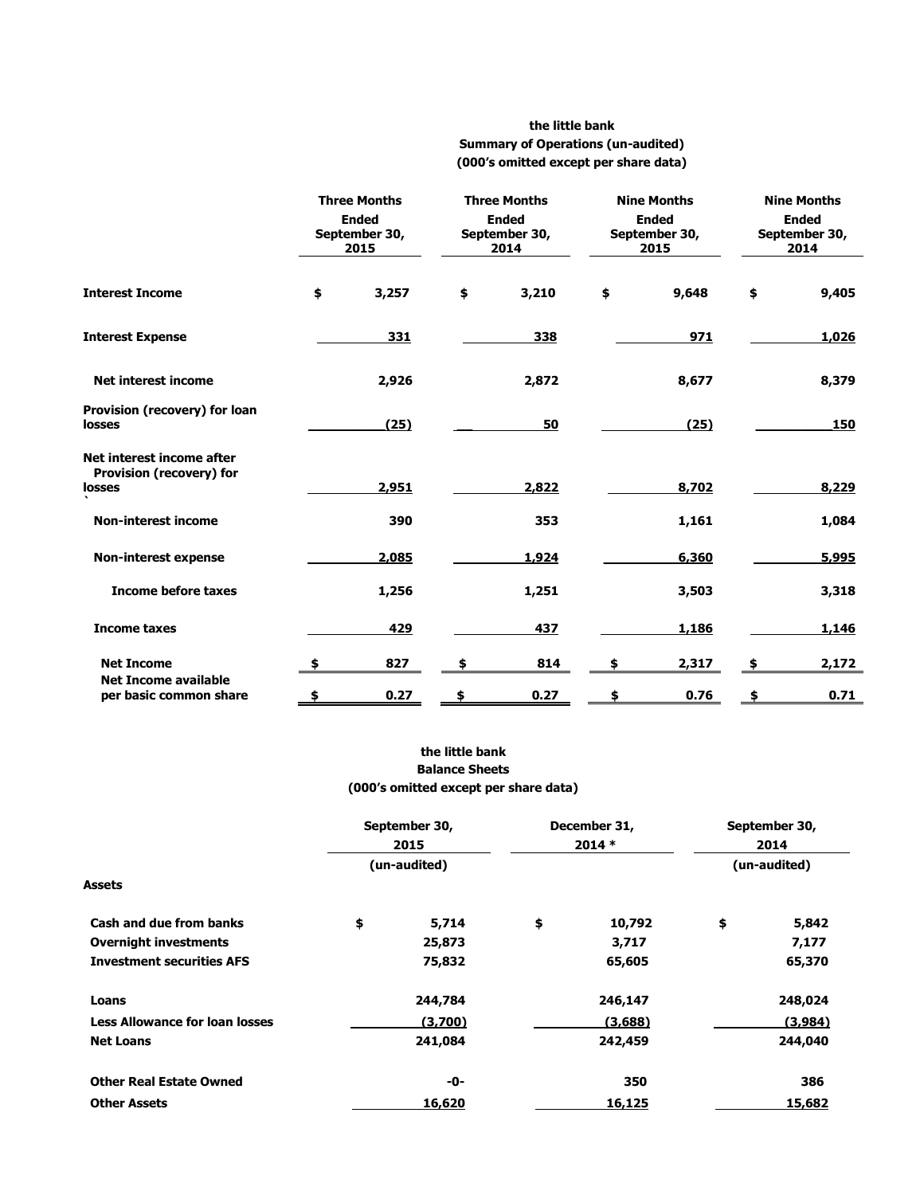**the little bank**
**Summary of Operations (un-audited)**
**(000's omitted except per share data)**

| | Three Months Ended September 30, 2015 | Three Months Ended September 30, 2014 | Nine Months Ended September 30, 2015 | Nine Months Ended September 30, 2014 |
|---|---|---|---|---|
| **Interest Income** | $ 3,257 | $ 3,210 | $ 9,648 | $ 9,405 |
| **Interest Expense** | 331 | 338 | 971 | 1,026 |
| **Net interest income** | 2,926 | 2,872 | 8,677 | 8,379 |
| **Provision (recovery) for loan losses** | (25) | 50 | (25) | 150 |
| **Net interest income after Provision (recovery) for losses** | 2,951 | 2,822 | 8,702 | 8,229 |
| **Non-interest income** | 390 | 353 | 1,161 | 1,084 |
| **Non-interest expense** | 2,085 | 1,924 | 6,360 | 5,995 |
| **Income before taxes** | 1,256 | 1,251 | 3,503 | 3,318 |
| **Income taxes** | 429 | 437 | 1,186 | 1,146 |
| **Net Income** | $ 827 | $ 814 | $ 2,317 | $ 2,172 |
| **Net Income available per basic common share** | $ 0.27 | $ 0.27 | $ 0.76 | $ 0.71 |

**the little bank**
**Balance Sheets**
**(000's omitted except per share data)**

| | September 30, 2015 (un-audited) | December 31, 2014 * | September 30, 2014 (un-audited) |
|---|---|---|---|
| **Assets** | | | |
| **Cash and due from banks** | $ 5,714 | $ 10,792 | $ 5,842 |
| **Overnight investments** | 25,873 | 3,717 | 7,177 |
| **Investment securities AFS** | 75,832 | 65,605 | 65,370 |
| **Loans** | 244,784 | 246,147 | 248,024 |
| **Less Allowance for loan losses** | (3,700) | (3,688) | (3,984) |
| **Net Loans** | 241,084 | 242,459 | 244,040 |
| **Other Real Estate Owned** | -0- | 350 | 386 |
| **Other Assets** | 16,620 | 16,125 | 15,682 |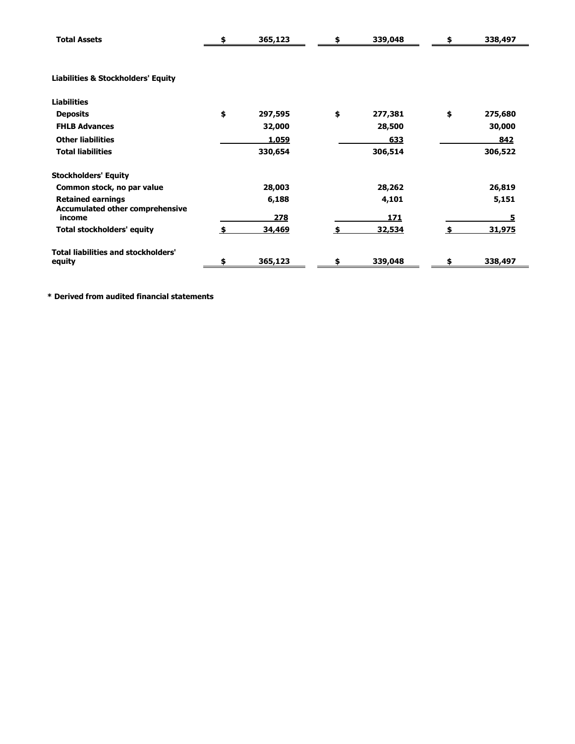| | | | |
|---|---|---|---|
| **Total Assets** | **$ 365,123** | **$ 339,048** | **$ 338,497** |
| | | | |
| **Liabilities & Stockholders' Equity** | | | |
| | | | |
| **Liabilities** | | | |
| **Deposits** | **$ 297,595** | **$ 277,381** | **$ 275,680** |
| **FHLB Advances** | **32,000** | **28,500** | **30,000** |
| **Other liabilities** | **1,059** | **633** | **842** |
| **Total liabilities** | **330,654** | **306,514** | **306,522** |
| | | | |
| **Stockholders' Equity** | | | |
| **Common stock, no par value** | **28,003** | **28,262** | **26,819** |
| **Retained earnings** | **6,188** | **4,101** | **5,151** |
| **Accumulated other comprehensive income** | **278** | **171** | **5** |
| **Total stockholders' equity** | **$ 34,469** | **$ 32,534** | **$ 31,975** |
| | | | |
| **Total liabilities and stockholders' equity** | **$ 365,123** | **$ 339,048** | **$ 338,497** |

**\* Derived from audited financial statements**